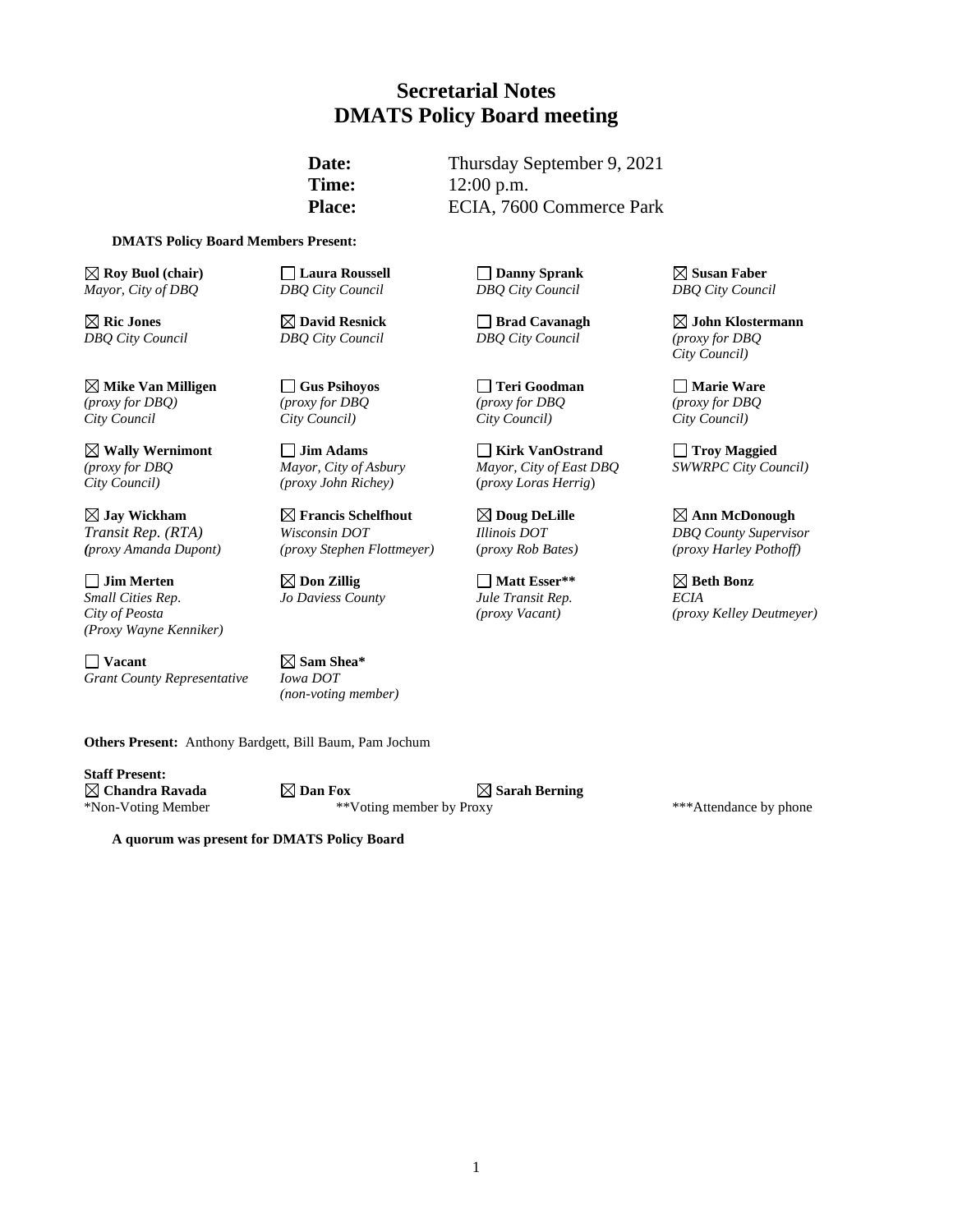# Secretarial Notes
# DMATS Policy Board meeting

**Date:** Thursday September 9, 2021
**Time:** 12:00 p.m.
**Place:** ECIA, 7600 Commerce Park

**DMATS Policy Board Members Present:**

| | | | |
|---|---|---|---|
| ☒ **Roy Buol (chair)** *Mayor, City of DBQ* | ☐ **Laura Roussell** *DBQ City Council* | ☐ **Danny Sprank** *DBQ City Council* | ☒ **Susan Faber** *DBQ City Council* |
| ☒ **Ric Jones** *DBQ City Council* | ☒ **David Resnick** *DBQ City Council* | ☐ **Brad Cavanagh** *DBQ City Council* | ☒ **John Klostermann** *(proxy for DBQ City Council)* |
| ☒ **Mike Van Milligen** *(proxy for DBQ) City Council* | ☐ **Gus Psihoyos** *(proxy for DBQ City Council)* | ☐ **Teri Goodman** *(proxy for DBQ City Council)* | ☐ **Marie Ware** *(proxy for DBQ City Council)* |
| ☒ **Wally Wernimont** *(proxy for DBQ City Council)* | ☐ **Jim Adams** *Mayor, City of Asbury (proxy John Richey)* | ☐ **Kirk VanOstrand** *Mayor, City of East DBQ (proxy Loras Herrig)* | ☐ **Troy Maggied** *SWWRPC City Council)* |
| ☒ **Jay Wickham** *Transit Rep. (RTA) (proxy Amanda Dupont)* | ☒ **Francis Schelfhout** *Wisconsin DOT (proxy Stephen Flottmeyer)* | ☒ **Doug DeLille** *Illinois DOT (proxy Rob Bates)* | ☒ **Ann McDonough** *DBQ County Supervisor (proxy Harley Pothoff)* |
| ☐ **Jim Merten** *Small Cities Rep. City of Peosta (Proxy Wayne Kenniker)* | ☒ **Don Zillig** *Jo Daviess County* | ☐ **Matt Esser**** *Jule Transit Rep. (proxy Vacant)* | ☒ **Beth Bonz** *ECIA (proxy Kelley Deutmeyer)* |
| ☐ **Vacant** *Grant County Representative* | ☒ **Sam Shea*** *Iowa DOT (non-voting member)* | | |

**Others Present:** Anthony Bardgett, Bill Baum, Pam Jochum

**Staff Present:**
☒ **Chandra Ravada** ☒ **Dan Fox** ☒ **Sarah Berning**

*Non-Voting Member **Voting member by Proxy ***Attendance by phone

**A quorum was present for DMATS Policy Board**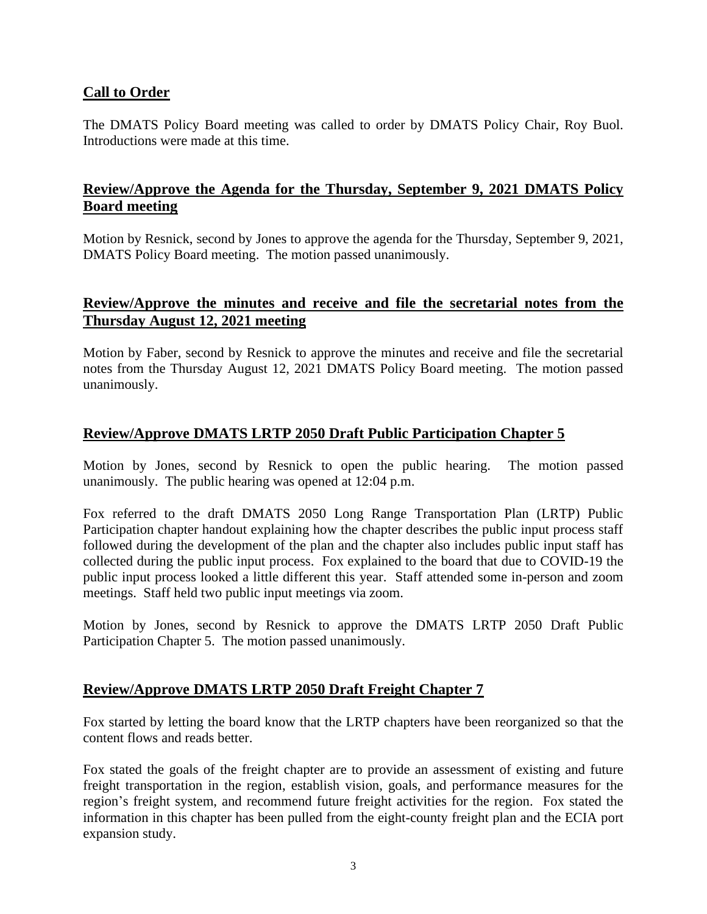## Call to Order

The DMATS Policy Board meeting was called to order by DMATS Policy Chair, Roy Buol. Introductions were made at this time.

## Review/Approve the Agenda for the Thursday, September 9, 2021 DMATS Policy Board meeting

Motion by Resnick, second by Jones to approve the agenda for the Thursday, September 9, 2021, DMATS Policy Board meeting. The motion passed unanimously.

## Review/Approve the minutes and receive and file the secretarial notes from the Thursday August 12, 2021 meeting

Motion by Faber, second by Resnick to approve the minutes and receive and file the secretarial notes from the Thursday August 12, 2021 DMATS Policy Board meeting. The motion passed unanimously.

## Review/Approve DMATS LRTP 2050 Draft Public Participation Chapter 5

Motion by Jones, second by Resnick to open the public hearing. The motion passed unanimously. The public hearing was opened at 12:04 p.m.

Fox referred to the draft DMATS 2050 Long Range Transportation Plan (LRTP) Public Participation chapter handout explaining how the chapter describes the public input process staff followed during the development of the plan and the chapter also includes public input staff has collected during the public input process. Fox explained to the board that due to COVID-19 the public input process looked a little different this year. Staff attended some in-person and zoom meetings. Staff held two public input meetings via zoom.

Motion by Jones, second by Resnick to approve the DMATS LRTP 2050 Draft Public Participation Chapter 5. The motion passed unanimously.

## Review/Approve DMATS LRTP 2050 Draft Freight Chapter 7

Fox started by letting the board know that the LRTP chapters have been reorganized so that the content flows and reads better.

Fox stated the goals of the freight chapter are to provide an assessment of existing and future freight transportation in the region, establish vision, goals, and performance measures for the region's freight system, and recommend future freight activities for the region. Fox stated the information in this chapter has been pulled from the eight-county freight plan and the ECIA port expansion study.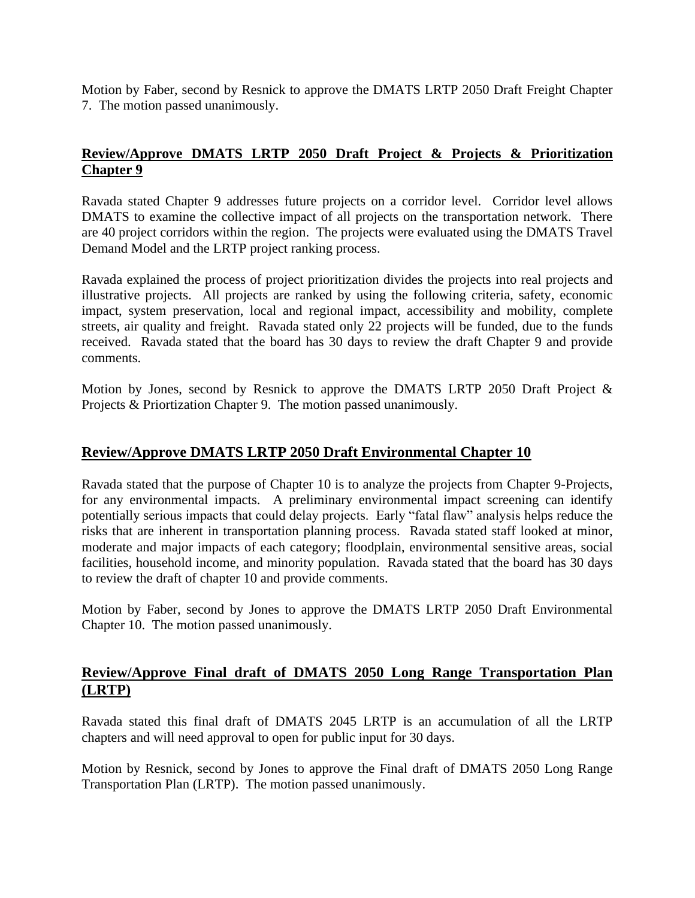Motion by Faber, second by Resnick to approve the DMATS LRTP 2050 Draft Freight Chapter 7. The motion passed unanimously.

## Review/Approve DMATS LRTP 2050 Draft Project & Projects & Prioritization Chapter 9

Ravada stated Chapter 9 addresses future projects on a corridor level. Corridor level allows DMATS to examine the collective impact of all projects on the transportation network. There are 40 project corridors within the region. The projects were evaluated using the DMATS Travel Demand Model and the LRTP project ranking process.

Ravada explained the process of project prioritization divides the projects into real projects and illustrative projects. All projects are ranked by using the following criteria, safety, economic impact, system preservation, local and regional impact, accessibility and mobility, complete streets, air quality and freight. Ravada stated only 22 projects will be funded, due to the funds received. Ravada stated that the board has 30 days to review the draft Chapter 9 and provide comments.

Motion by Jones, second by Resnick to approve the DMATS LRTP 2050 Draft Project & Projects & Priortization Chapter 9. The motion passed unanimously.

## Review/Approve DMATS LRTP 2050 Draft Environmental Chapter 10

Ravada stated that the purpose of Chapter 10 is to analyze the projects from Chapter 9-Projects, for any environmental impacts. A preliminary environmental impact screening can identify potentially serious impacts that could delay projects. Early "fatal flaw" analysis helps reduce the risks that are inherent in transportation planning process. Ravada stated staff looked at minor, moderate and major impacts of each category; floodplain, environmental sensitive areas, social facilities, household income, and minority population. Ravada stated that the board has 30 days to review the draft of chapter 10 and provide comments.

Motion by Faber, second by Jones to approve the DMATS LRTP 2050 Draft Environmental Chapter 10. The motion passed unanimously.

## Review/Approve Final draft of DMATS 2050 Long Range Transportation Plan (LRTP)

Ravada stated this final draft of DMATS 2045 LRTP is an accumulation of all the LRTP chapters and will need approval to open for public input for 30 days.

Motion by Resnick, second by Jones to approve the Final draft of DMATS 2050 Long Range Transportation Plan (LRTP). The motion passed unanimously.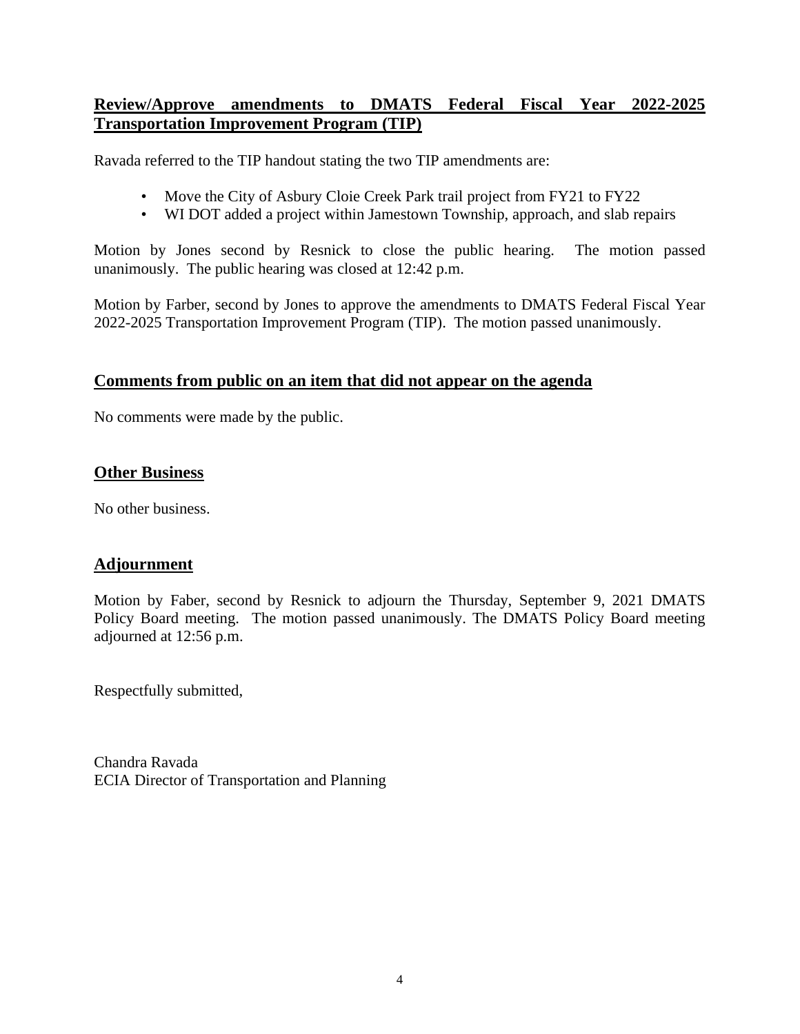**Review/Approve amendments to DMATS Federal Fiscal Year 2022-2025 Transportation Improvement Program (TIP)**

Ravada referred to the TIP handout stating the two TIP amendments are:

- Move the City of Asbury Cloie Creek Park trail project from FY21 to FY22
- WI DOT added a project within Jamestown Township, approach, and slab repairs

Motion by Jones second by Resnick to close the public hearing. The motion passed unanimously. The public hearing was closed at 12:42 p.m.

Motion by Farber, second by Jones to approve the amendments to DMATS Federal Fiscal Year 2022-2025 Transportation Improvement Program (TIP). The motion passed unanimously.

**Comments from public on an item that did not appear on the agenda**

No comments were made by the public.

**Other Business**

No other business.

**Adjournment**

Motion by Faber, second by Resnick to adjourn the Thursday, September 9, 2021 DMATS Policy Board meeting. The motion passed unanimously. The DMATS Policy Board meeting adjourned at 12:56 p.m.

Respectfully submitted,

Chandra Ravada
ECIA Director of Transportation and Planning